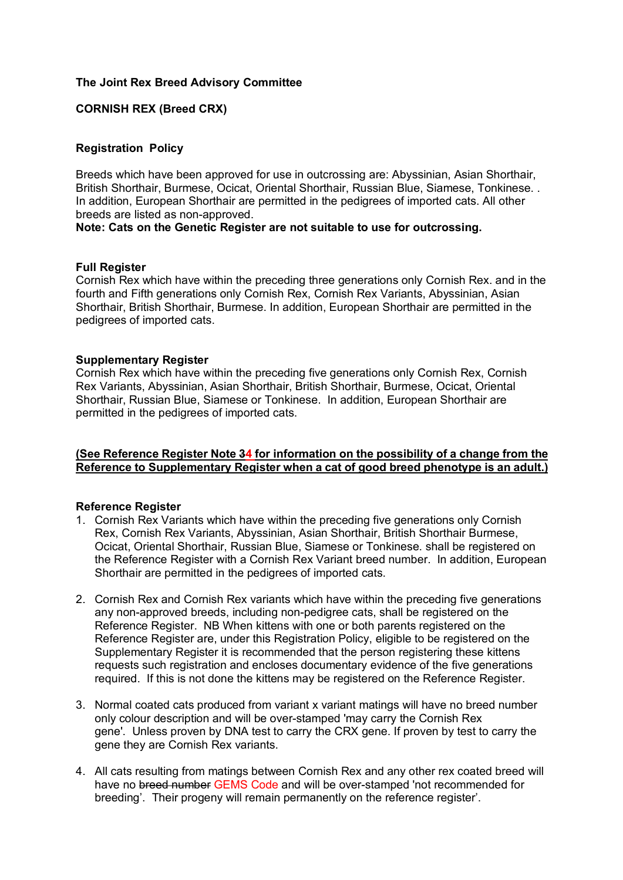**The Joint Rex Breed Advisory Committee**

**CORNISH REX (Breed CRX)**

**Registration Policy**

Breeds which have been approved for use in outcrossing are: Abyssinian, Asian Shorthair, British Shorthair, Burmese, Ocicat, Oriental Shorthair, Russian Blue, Siamese, Tonkinese. . In addition, European Shorthair are permitted in the pedigrees of imported cats. All other breeds are listed as non-approved.

**Note: Cats on the Genetic Register are not suitable to use for outcrossing.**

**Full Register**

Cornish Rex which have within the preceding three generations only Cornish Rex. and in the fourth and Fifth generations only Cornish Rex, Cornish Rex Variants, Abyssinian, Asian Shorthair, British Shorthair, Burmese. In addition, European Shorthair are permitted in the pedigrees of imported cats.

**Supplementary Register**

Cornish Rex which have within the preceding five generations only Cornish Rex, Cornish Rex Variants, Abyssinian, Asian Shorthair, British Shorthair, Burmese, Ocicat, Oriental Shorthair, Russian Blue, Siamese or Tonkinese. In addition, European Shorthair are permitted in the pedigrees of imported cats.

**(See Reference Register Note ~~3~~4 for information on the possibility of a change from the Reference to Supplementary Register when a cat of good breed phenotype is an adult.)**

**Reference Register**

1. Cornish Rex Variants which have within the preceding five generations only Cornish Rex, Cornish Rex Variants, Abyssinian, Asian Shorthair, British Shorthair Burmese, Ocicat, Oriental Shorthair, Russian Blue, Siamese or Tonkinese. shall be registered on the Reference Register with a Cornish Rex Variant breed number. In addition, European Shorthair are permitted in the pedigrees of imported cats.

2. Cornish Rex and Cornish Rex variants which have within the preceding five generations any non-approved breeds, including non-pedigree cats, shall be registered on the Reference Register. NB When kittens with one or both parents registered on the Reference Register are, under this Registration Policy, eligible to be registered on the Supplementary Register it is recommended that the person registering these kittens requests such registration and encloses documentary evidence of the five generations required. If this is not done the kittens may be registered on the Reference Register.

3. Normal coated cats produced from variant x variant matings will have no breed number only colour description and will be over-stamped 'may carry the Cornish Rex gene'. Unless proven by DNA test to carry the CRX gene. If proven by test to carry the gene they are Cornish Rex variants.

4. All cats resulting from matings between Cornish Rex and any other rex coated breed will have no ~~breed number~~ GEMS Code and will be over-stamped 'not recommended for breeding'. Their progeny will remain permanently on the reference register'.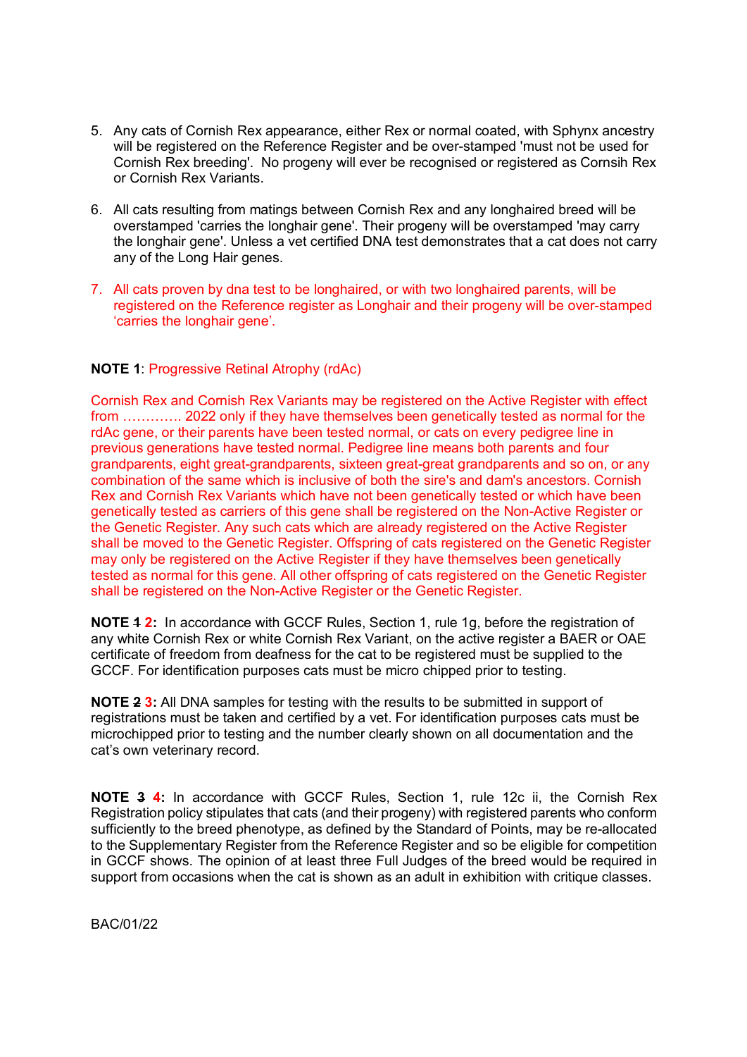5. Any cats of Cornish Rex appearance, either Rex or normal coated, with Sphynx ancestry will be registered on the Reference Register and be over-stamped 'must not be used for Cornish Rex breeding'. No progeny will ever be recognised or registered as Cornsih Rex or Cornish Rex Variants.

6. All cats resulting from matings between Cornish Rex and any longhaired breed will be overstamped 'carries the longhair gene'. Their progeny will be overstamped 'may carry the longhair gene'. Unless a vet certified DNA test demonstrates that a cat does not carry any of the Long Hair genes.

7. All cats proven by dna test to be longhaired, or with two longhaired parents, will be registered on the Reference register as Longhair and their progeny will be over-stamped 'carries the longhair gene'.

**NOTE 1**: Progressive Retinal Atrophy (rdAc)

Cornish Rex and Cornish Rex Variants may be registered on the Active Register with effect from …………. 2022 only if they have themselves been genetically tested as normal for the rdAc gene, or their parents have been tested normal, or cats on every pedigree line in previous generations have tested normal. Pedigree line means both parents and four grandparents, eight great-grandparents, sixteen great-great grandparents and so on, or any combination of the same which is inclusive of both the sire's and dam's ancestors. Cornish Rex and Cornish Rex Variants which have not been genetically tested or which have been genetically tested as carriers of this gene shall be registered on the Non-Active Register or the Genetic Register. Any such cats which are already registered on the Active Register shall be moved to the Genetic Register. Offspring of cats registered on the Genetic Register may only be registered on the Active Register if they have themselves been genetically tested as normal for this gene. All other offspring of cats registered on the Genetic Register shall be registered on the Non-Active Register or the Genetic Register.

**NOTE ~~1~~ 2:** In accordance with GCCF Rules, Section 1, rule 1g, before the registration of any white Cornish Rex or white Cornish Rex Variant, on the active register a BAER or OAE certificate of freedom from deafness for the cat to be registered must be supplied to the GCCF. For identification purposes cats must be micro chipped prior to testing.

**NOTE ~~2~~ 3:** All DNA samples for testing with the results to be submitted in support of registrations must be taken and certified by a vet. For identification purposes cats must be microchipped prior to testing and the number clearly shown on all documentation and the cat's own veterinary record.

**NOTE ~~3~~ 4:** In accordance with GCCF Rules, Section 1, rule 12c ii, the Cornish Rex Registration policy stipulates that cats (and their progeny) with registered parents who conform sufficiently to the breed phenotype, as defined by the Standard of Points, may be re-allocated to the Supplementary Register from the Reference Register and so be eligible for competition in GCCF shows. The opinion of at least three Full Judges of the breed would be required in support from occasions when the cat is shown as an adult in exhibition with critique classes.